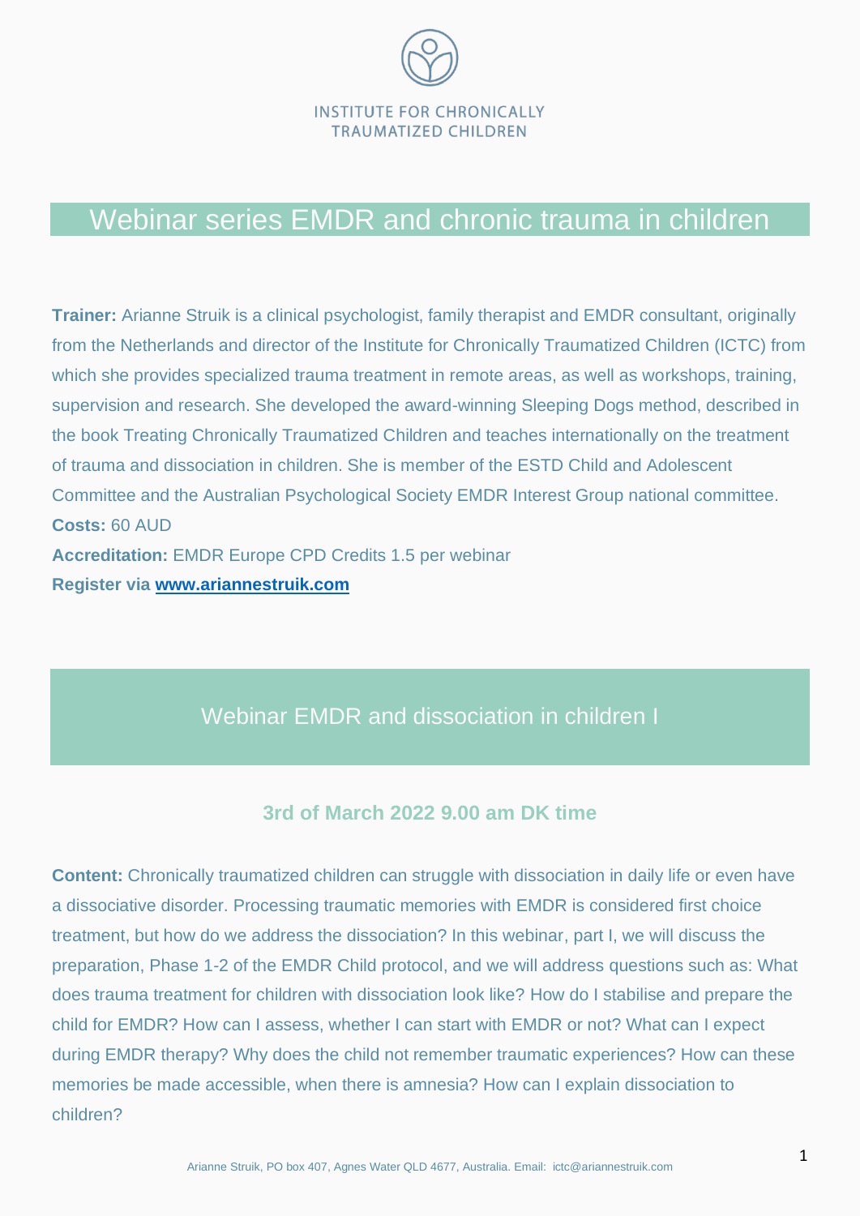INSTITUTE FOR CHRONICALLY TRAUMATIZED CHILDREN

# Webinar series EMDR and chronic trauma in children

**Trainer:** Arianne Struik is a clinical psychologist, family therapist and EMDR consultant, originally from the Netherlands and director of the Institute for Chronically Traumatized Children (ICTC) from which she provides specialized trauma treatment in remote areas, as well as workshops, training, supervision and research. She developed the award-winning Sleeping Dogs method, described in the book Treating Chronically Traumatized Children and teaches internationally on the treatment of trauma and dissociation in children. She is member of the ESTD Child and Adolescent Committee and the Australian Psychological Society EMDR Interest Group national committee.

**Costs:** 60 AUD

**Accreditation:** EMDR Europe CPD Credits 1.5 per webinar

**Register via [www.ariannestruik.com](www.ariannestruik.com)**

## Webinar EMDR and dissociation in children I

### 3rd of March 2022 9.00 am DK time

**Content:** Chronically traumatized children can struggle with dissociation in daily life or even have a dissociative disorder. Processing traumatic memories with EMDR is considered first choice treatment, but how do we address the dissociation? In this webinar, part I, we will discuss the preparation, Phase 1-2 of the EMDR Child protocol, and we will address questions such as: What does trauma treatment for children with dissociation look like? How do I stabilise and prepare the child for EMDR? How can I assess, whether I can start with EMDR or not? What can I expect during EMDR therapy? Why does the child not remember traumatic experiences? How can these memories be made accessible, when there is amnesia? How can I explain dissociation to children?

Arianne Struik, PO box 407, Agnes Water QLD 4677, Australia. Email: ictc@ariannestruik.com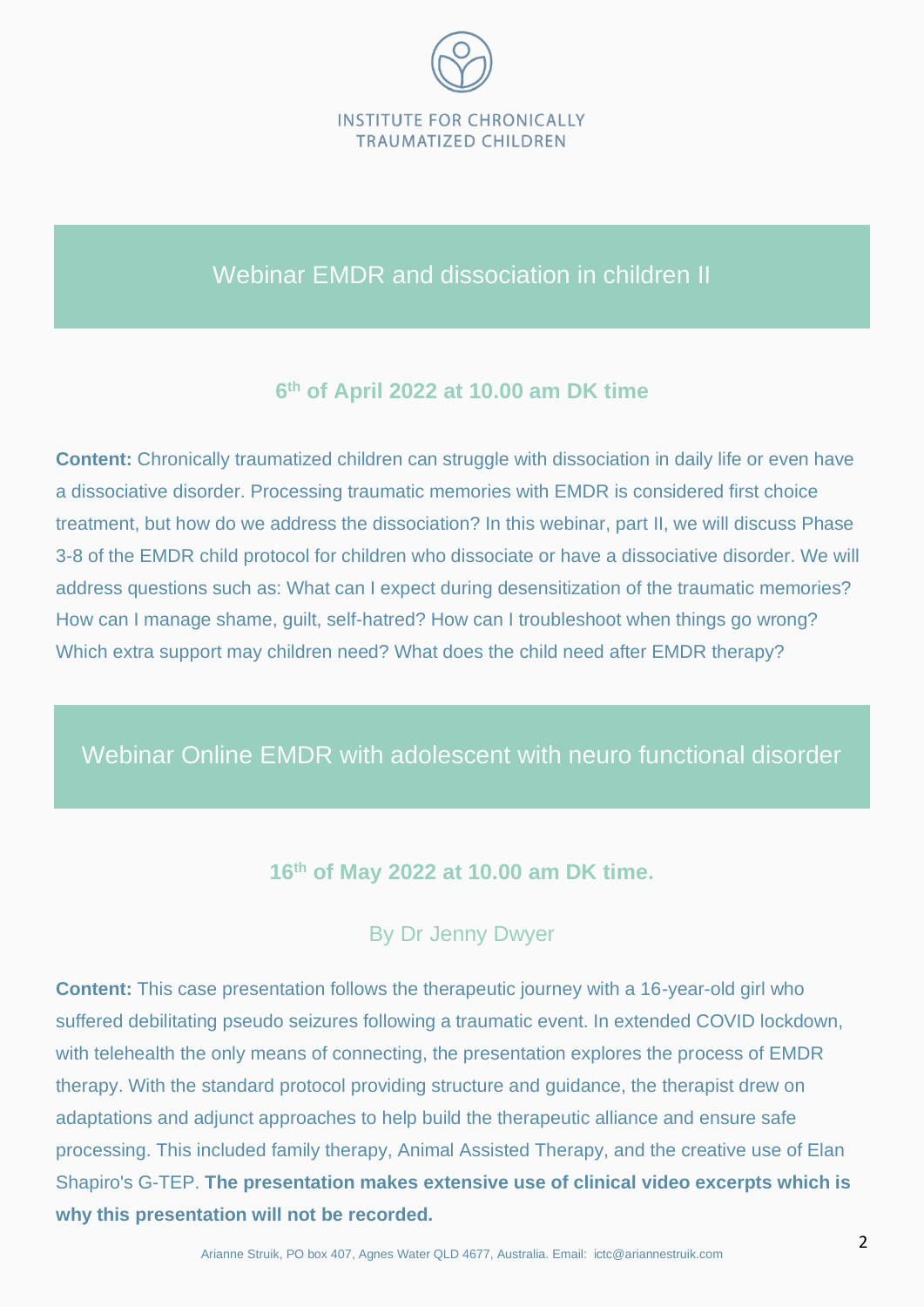INSTITUTE FOR CHRONICALLY TRAUMATIZED CHILDREN

## Webinar EMDR and dissociation in children II

### 6th of April 2022 at 10.00 am DK time

**Content:** Chronically traumatized children can struggle with dissociation in daily life or even have a dissociative disorder. Processing traumatic memories with EMDR is considered first choice treatment, but how do we address the dissociation? In this webinar, part II, we will discuss Phase 3-8 of the EMDR child protocol for children who dissociate or have a dissociative disorder. We will address questions such as: What can I expect during desensitization of the traumatic memories? How can I manage shame, guilt, self-hatred? How can I troubleshoot when things go wrong? Which extra support may children need? What does the child need after EMDR therapy?

## Webinar Online EMDR with adolescent with neuro functional disorder

### 16th of May 2022 at 10.00 am DK time.

By Dr Jenny Dwyer

**Content:** This case presentation follows the therapeutic journey with a 16-year-old girl who suffered debilitating pseudo seizures following a traumatic event. In extended COVID lockdown, with telehealth the only means of connecting, the presentation explores the process of EMDR therapy. With the standard protocol providing structure and guidance, the therapist drew on adaptations and adjunct approaches to help build the therapeutic alliance and ensure safe processing. This included family therapy, Animal Assisted Therapy, and the creative use of Elan Shapiro's G-TEP. **The presentation makes extensive use of clinical video excerpts which is why this presentation will not be recorded.**

Arianne Struik, PO box 407, Agnes Water QLD 4677, Australia. Email: ictc@ariannestruik.com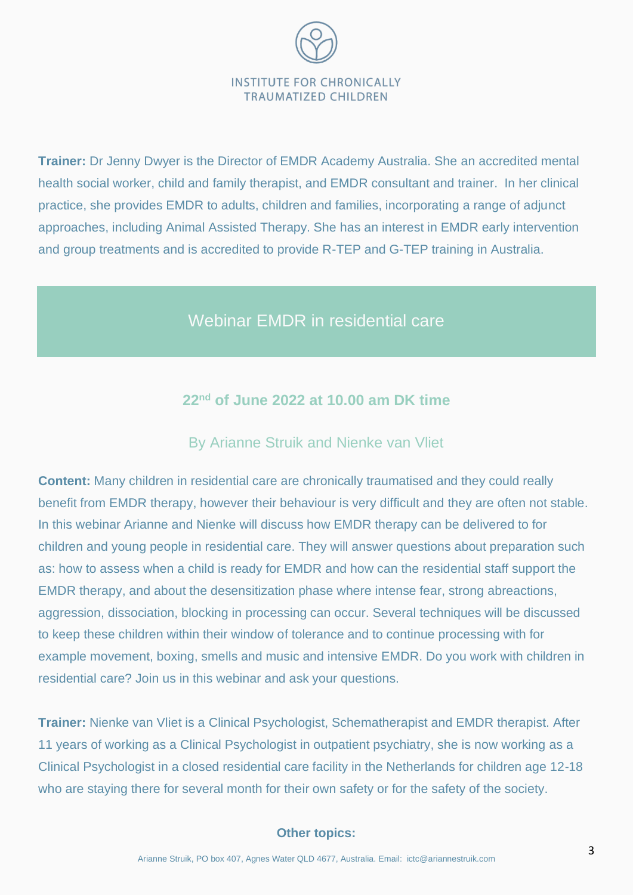INSTITUTE FOR CHRONICALLY TRAUMATIZED CHILDREN

**Trainer:** Dr Jenny Dwyer is the Director of EMDR Academy Australia. She an accredited mental health social worker, child and family therapist, and EMDR consultant and trainer. In her clinical practice, she provides EMDR to adults, children and families, incorporating a range of adjunct approaches, including Animal Assisted Therapy. She has an interest in EMDR early intervention and group treatments and is accredited to provide R-TEP and G-TEP training in Australia.

## Webinar EMDR in residential care

### 22nd of June 2022 at 10.00 am DK time

By Arianne Struik and Nienke van Vliet

**Content:** Many children in residential care are chronically traumatised and they could really benefit from EMDR therapy, however their behaviour is very difficult and they are often not stable. In this webinar Arianne and Nienke will discuss how EMDR therapy can be delivered to for children and young people in residential care. They will answer questions about preparation such as: how to assess when a child is ready for EMDR and how can the residential staff support the EMDR therapy, and about the desensitization phase where intense fear, strong abreactions, aggression, dissociation, blocking in processing can occur. Several techniques will be discussed to keep these children within their window of tolerance and to continue processing with for example movement, boxing, smells and music and intensive EMDR. Do you work with children in residential care? Join us in this webinar and ask your questions.

**Trainer:** Nienke van Vliet is a Clinical Psychologist, Schematherapist and EMDR therapist. After 11 years of working as a Clinical Psychologist in outpatient psychiatry, she is now working as a Clinical Psychologist in a closed residential care facility in the Netherlands for children age 12-18 who are staying there for several month for their own safety or for the safety of the society.

**Other topics:**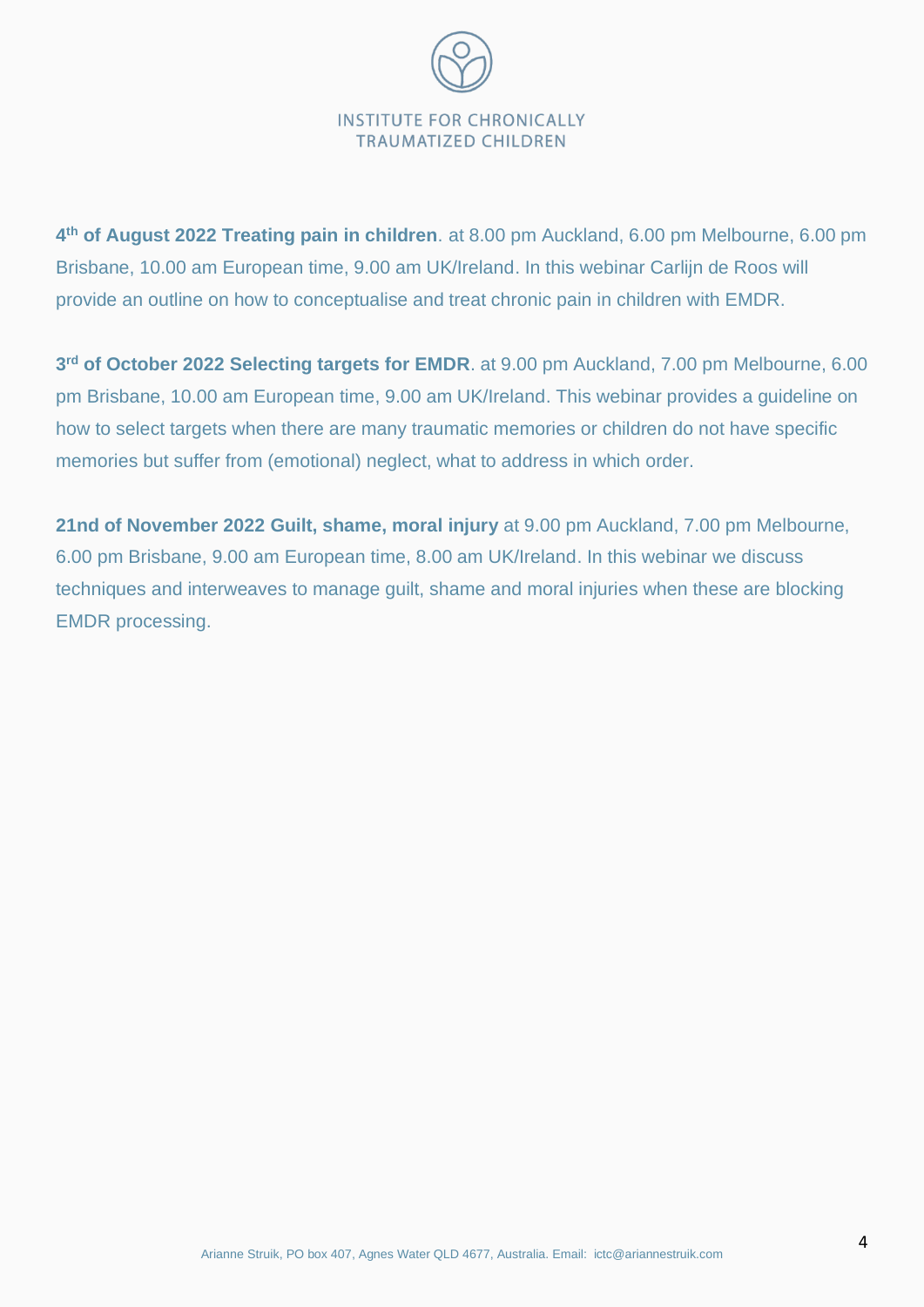**4th of August 2022 Treating pain in children**. at 8.00 pm Auckland, 6.00 pm Melbourne, 6.00 pm Brisbane, 10.00 am European time, 9.00 am UK/Ireland. In this webinar Carlijn de Roos will provide an outline on how to conceptualise and treat chronic pain in children with EMDR.

**3rd of October 2022 Selecting targets for EMDR**. at 9.00 pm Auckland, 7.00 pm Melbourne, 6.00 pm Brisbane, 10.00 am European time, 9.00 am UK/Ireland. This webinar provides a guideline on how to select targets when there are many traumatic memories or children do not have specific memories but suffer from (emotional) neglect, what to address in which order.

**21nd of November 2022 Guilt, shame, moral injury** at 9.00 pm Auckland, 7.00 pm Melbourne, 6.00 pm Brisbane, 9.00 am European time, 8.00 am UK/Ireland. In this webinar we discuss techniques and interweaves to manage guilt, shame and moral injuries when these are blocking EMDR processing.